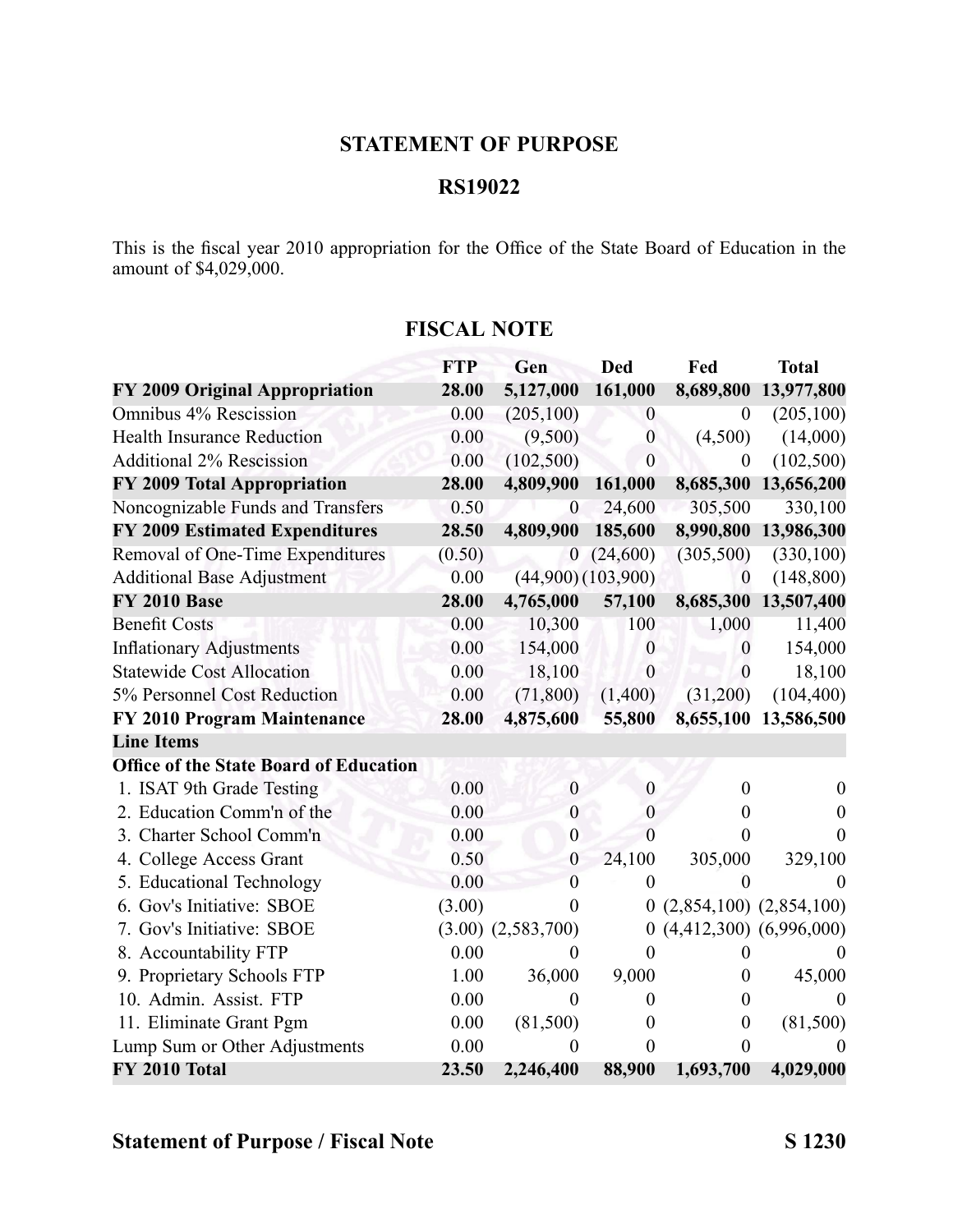## STATEMENT OF PURPOSE

## RS19022

This is the fiscal year 2010 appropriation for the Office of the State Board of Education in the amount of $4,029,000.

## FISCAL NOTE

| | FTP | Gen | Ded | Fed | Total |
|---|---|---|---|---|---|
| **FY 2009 Original Appropriation** | **28.00** | **5,127,000** | **161,000** | **8,689,800** | **13,977,800** |
| Omnibus 4% Rescission | 0.00 | (205,100) | 0 | 0 | (205,100) |
| Health Insurance Reduction | 0.00 | (9,500) | 0 | (4,500) | (14,000) |
| Additional 2% Rescission | 0.00 | (102,500) | 0 | 0 | (102,500) |
| **FY 2009 Total Appropriation** | **28.00** | **4,809,900** | **161,000** | **8,685,300** | **13,656,200** |
| Noncognizable Funds and Transfers | 0.50 | 0 | 24,600 | 305,500 | 330,100 |
| **FY 2009 Estimated Expenditures** | **28.50** | **4,809,900** | **185,600** | **8,990,800** | **13,986,300** |
| Removal of One-Time Expenditures | (0.50) | 0 | (24,600) | (305,500) | (330,100) |
| Additional Base Adjustment | 0.00 | (44,900) | (103,900) | 0 | (148,800) |
| **FY 2010 Base** | **28.00** | **4,765,000** | **57,100** | **8,685,300** | **13,507,400** |
| Benefit Costs | 0.00 | 10,300 | 100 | 1,000 | 11,400 |
| Inflationary Adjustments | 0.00 | 154,000 | 0 | 0 | 154,000 |
| Statewide Cost Allocation | 0.00 | 18,100 | 0 | 0 | 18,100 |
| 5% Personnel Cost Reduction | 0.00 | (71,800) | (1,400) | (31,200) | (104,400) |
| **FY 2010 Program Maintenance** | **28.00** | **4,875,600** | **55,800** | **8,655,100** | **13,586,500** |
| **Line Items** | | | | | |
| **Office of the State Board of Education** | | | | | |
| 1. ISAT 9th Grade Testing | 0.00 | 0 | 0 | 0 | 0 |
| 2. Education Comm'n of the | 0.00 | 0 | 0 | 0 | 0 |
| 3. Charter School Comm'n | 0.00 | 0 | 0 | 0 | 0 |
| 4. College Access Grant | 0.50 | 0 | 24,100 | 305,000 | 329,100 |
| 5. Educational Technology | 0.00 | 0 | 0 | 0 | 0 |
| 6. Gov's Initiative: SBOE | (3.00) | 0 | 0 | (2,854,100) | (2,854,100) |
| 7. Gov's Initiative: SBOE | (3.00) | (2,583,700) | 0 | (4,412,300) | (6,996,000) |
| 8. Accountability FTP | 0.00 | 0 | 0 | 0 | 0 |
| 9. Proprietary Schools FTP | 1.00 | 36,000 | 9,000 | 0 | 45,000 |
| 10. Admin. Assist. FTP | 0.00 | 0 | 0 | 0 | 0 |
| 11. Eliminate Grant Pgm | 0.00 | (81,500) | 0 | 0 | (81,500) |
| Lump Sum or Other Adjustments | 0.00 | 0 | 0 | 0 | 0 |
| **FY 2010 Total** | **23.50** | **2,246,400** | **88,900** | **1,693,700** | **4,029,000** |

**Statement of Purpose / Fiscal Note** **S 1230**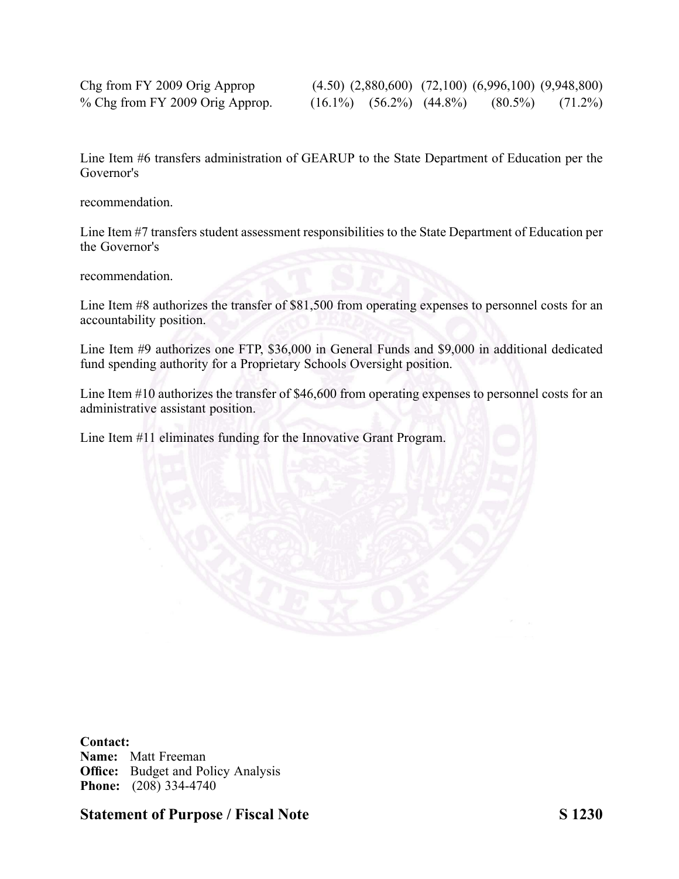| | | | | | |
|---|---|---|---|---|---|
| Chg from FY 2009 Orig Approp | (4.50) | (2,880,600) | (72,100) | (6,996,100) | (9,948,800) |
| % Chg from FY 2009 Orig Approp. | (16.1%) | (56.2%) | (44.8%) | (80.5%) | (71.2%) |

Line Item #6 transfers administration of GEARUP to the State Department of Education per the Governor's

recommendation.

Line Item #7 transfers student assessment responsibilities to the State Department of Education per the Governor's

recommendation.

Line Item #8 authorizes the transfer of $81,500 from operating expenses to personnel costs for an accountability position.

Line Item #9 authorizes one FTP, $36,000 in General Funds and $9,000 in additional dedicated fund spending authority for a Proprietary Schools Oversight position.

Line Item #10 authorizes the transfer of $46,600 from operating expenses to personnel costs for an administrative assistant position.

Line Item #11 eliminates funding for the Innovative Grant Program.

**Contact:**
**Name:** Matt Freeman
**Office:** Budget and Policy Analysis
**Phone:** (208) 334-4740

## Statement of Purpose / Fiscal Note — S 1230